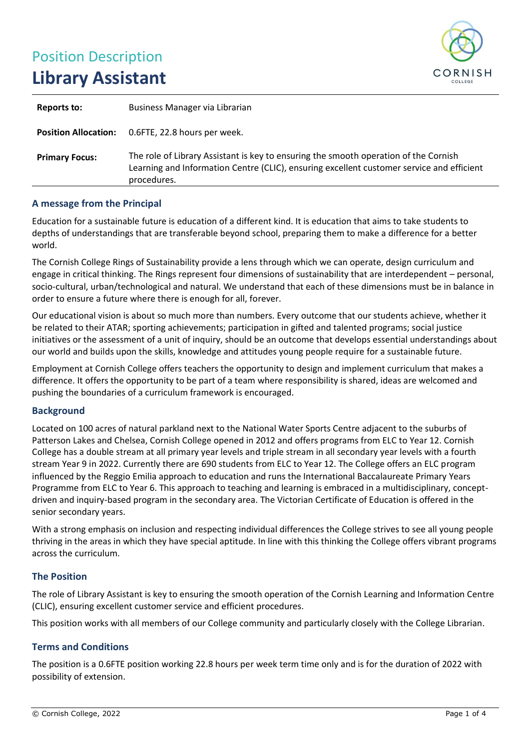Position Description

# Library Assistant

| | |
|---|---|
| **Reports to:** | Business Manager via Librarian |
| **Position Allocation:** | 0.6FTE, 22.8 hours per week. |
| **Primary Focus:** | The role of Library Assistant is key to ensuring the smooth operation of the Cornish Learning and Information Centre (CLIC), ensuring excellent customer service and efficient procedures. |

## A message from the Principal

Education for a sustainable future is education of a different kind. It is education that aims to take students to depths of understandings that are transferable beyond school, preparing them to make a difference for a better world.

The Cornish College Rings of Sustainability provide a lens through which we can operate, design curriculum and engage in critical thinking. The Rings represent four dimensions of sustainability that are interdependent – personal, socio-cultural, urban/technological and natural. We understand that each of these dimensions must be in balance in order to ensure a future where there is enough for all, forever.

Our educational vision is about so much more than numbers. Every outcome that our students achieve, whether it be related to their ATAR; sporting achievements; participation in gifted and talented programs; social justice initiatives or the assessment of a unit of inquiry, should be an outcome that develops essential understandings about our world and builds upon the skills, knowledge and attitudes young people require for a sustainable future.

Employment at Cornish College offers teachers the opportunity to design and implement curriculum that makes a difference. It offers the opportunity to be part of a team where responsibility is shared, ideas are welcomed and pushing the boundaries of a curriculum framework is encouraged.

## Background

Located on 100 acres of natural parkland next to the National Water Sports Centre adjacent to the suburbs of Patterson Lakes and Chelsea, Cornish College opened in 2012 and offers programs from ELC to Year 12. Cornish College has a double stream at all primary year levels and triple stream in all secondary year levels with a fourth stream Year 9 in 2022. Currently there are 690 students from ELC to Year 12. The College offers an ELC program influenced by the Reggio Emilia approach to education and runs the International Baccalaureate Primary Years Programme from ELC to Year 6. This approach to teaching and learning is embraced in a multidisciplinary, concept-driven and inquiry-based program in the secondary area. The Victorian Certificate of Education is offered in the senior secondary years.

With a strong emphasis on inclusion and respecting individual differences the College strives to see all young people thriving in the areas in which they have special aptitude. In line with this thinking the College offers vibrant programs across the curriculum.

## The Position

The role of Library Assistant is key to ensuring the smooth operation of the Cornish Learning and Information Centre (CLIC), ensuring excellent customer service and efficient procedures.

This position works with all members of our College community and particularly closely with the College Librarian.

## Terms and Conditions

The position is a 0.6FTE position working 22.8 hours per week term time only and is for the duration of 2022 with possibility of extension.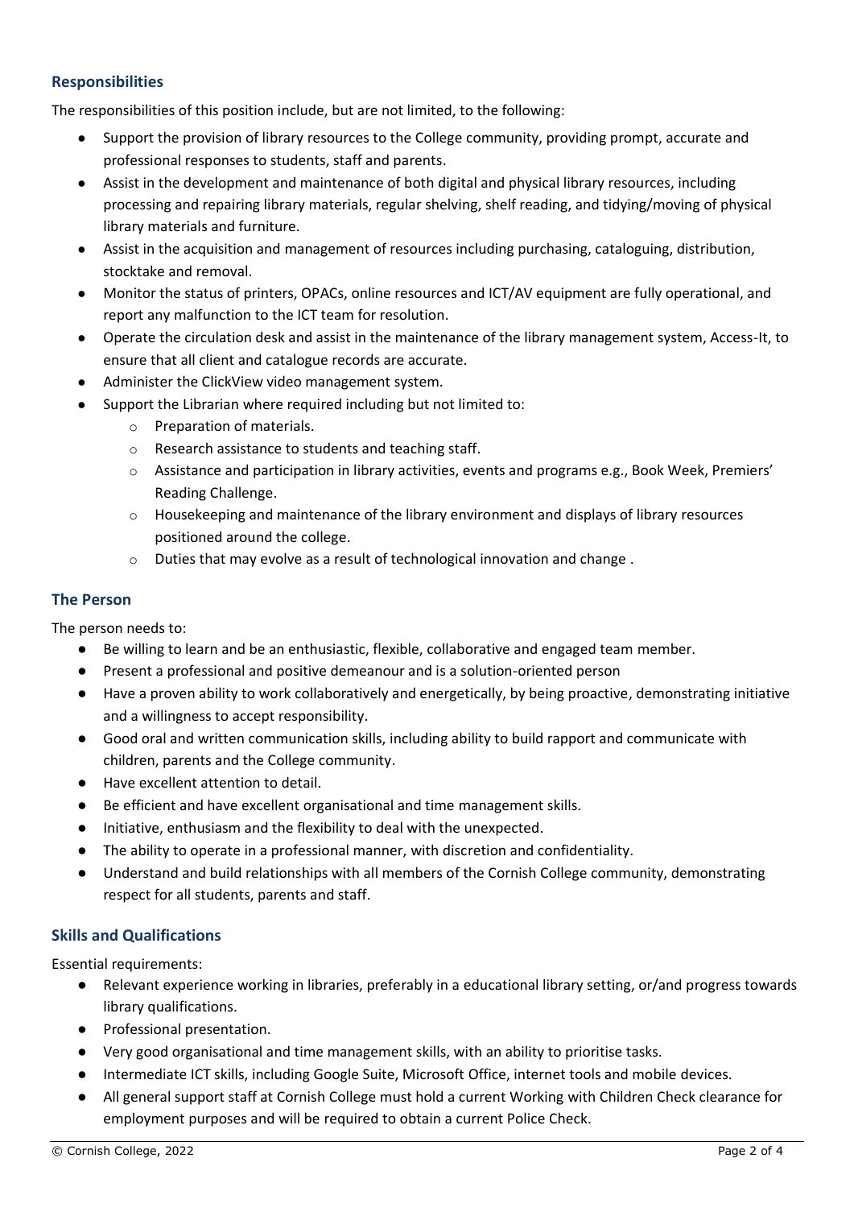## Responsibilities

The responsibilities of this position include, but are not limited, to the following:

- Support the provision of library resources to the College community, providing prompt, accurate and professional responses to students, staff and parents.
- Assist in the development and maintenance of both digital and physical library resources, including processing and repairing library materials, regular shelving, shelf reading, and tidying/moving of physical library materials and furniture.
- Assist in the acquisition and management of resources including purchasing, cataloguing, distribution, stocktake and removal.
- Monitor the status of printers, OPACs, online resources and ICT/AV equipment are fully operational, and report any malfunction to the ICT team for resolution.
- Operate the circulation desk and assist in the maintenance of the library management system, Access-It, to ensure that all client and catalogue records are accurate.
- Administer the ClickView video management system.
- Support the Librarian where required including but not limited to:
    - Preparation of materials.
    - Research assistance to students and teaching staff.
    - Assistance and participation in library activities, events and programs e.g., Book Week, Premiers' Reading Challenge.
    - Housekeeping and maintenance of the library environment and displays of library resources positioned around the college.
    - Duties that may evolve as a result of technological innovation and change .

## The Person

The person needs to:

- Be willing to learn and be an enthusiastic, flexible, collaborative and engaged team member.
- Present a professional and positive demeanour and is a solution-oriented person
- Have a proven ability to work collaboratively and energetically, by being proactive, demonstrating initiative and a willingness to accept responsibility.
- Good oral and written communication skills, including ability to build rapport and communicate with children, parents and the College community.
- Have excellent attention to detail.
- Be efficient and have excellent organisational and time management skills.
- Initiative, enthusiasm and the flexibility to deal with the unexpected.
- The ability to operate in a professional manner, with discretion and confidentiality.
- Understand and build relationships with all members of the Cornish College community, demonstrating respect for all students, parents and staff.

## Skills and Qualifications

Essential requirements:

- Relevant experience working in libraries, preferably in a educational library setting, or/and progress towards library qualifications.
- Professional presentation.
- Very good organisational and time management skills, with an ability to prioritise tasks.
- Intermediate ICT skills, including Google Suite, Microsoft Office, internet tools and mobile devices.
- All general support staff at Cornish College must hold a current Working with Children Check clearance for employment purposes and will be required to obtain a current Police Check.

© Cornish College, 2022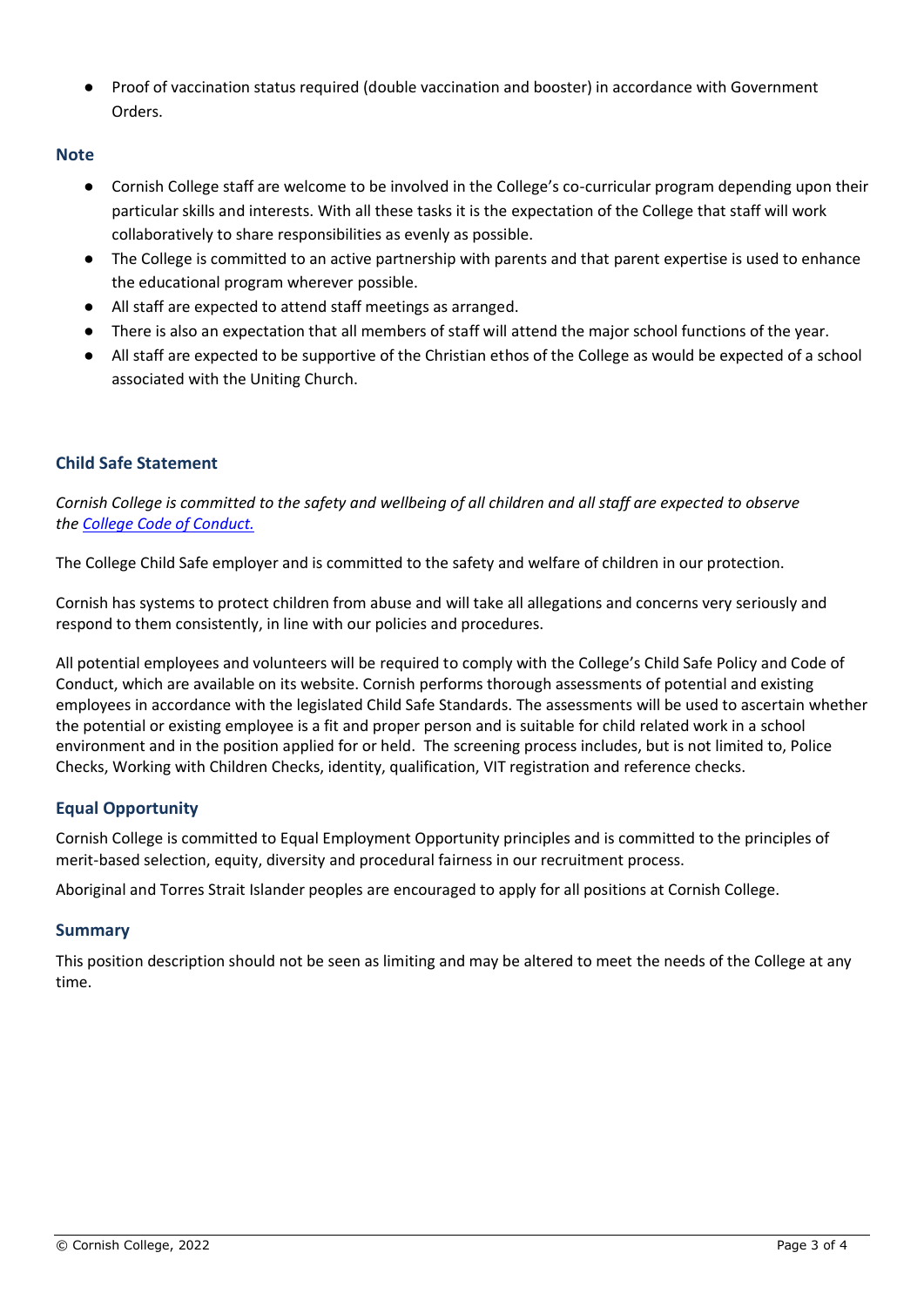- Proof of vaccination status required (double vaccination and booster) in accordance with Government Orders.

### Note

- Cornish College staff are welcome to be involved in the College's co-curricular program depending upon their particular skills and interests. With all these tasks it is the expectation of the College that staff will work collaboratively to share responsibilities as evenly as possible.
- The College is committed to an active partnership with parents and that parent expertise is used to enhance the educational program wherever possible.
- All staff are expected to attend staff meetings as arranged.
- There is also an expectation that all members of staff will attend the major school functions of the year.
- All staff are expected to be supportive of the Christian ethos of the College as would be expected of a school associated with the Uniting Church.

### Child Safe Statement

*Cornish College is committed to the safety and wellbeing of all children and all staff are expected to observe the [College Code of Conduct.]()*

The College Child Safe employer and is committed to the safety and welfare of children in our protection.

Cornish has systems to protect children from abuse and will take all allegations and concerns very seriously and respond to them consistently, in line with our policies and procedures.

All potential employees and volunteers will be required to comply with the College's Child Safe Policy and Code of Conduct, which are available on its website. Cornish performs thorough assessments of potential and existing employees in accordance with the legislated Child Safe Standards. The assessments will be used to ascertain whether the potential or existing employee is a fit and proper person and is suitable for child related work in a school environment and in the position applied for or held. The screening process includes, but is not limited to, Police Checks, Working with Children Checks, identity, qualification, VIT registration and reference checks.

### Equal Opportunity

Cornish College is committed to Equal Employment Opportunity principles and is committed to the principles of merit-based selection, equity, diversity and procedural fairness in our recruitment process.

Aboriginal and Torres Strait Islander peoples are encouraged to apply for all positions at Cornish College.

### Summary

This position description should not be seen as limiting and may be altered to meet the needs of the College at any time.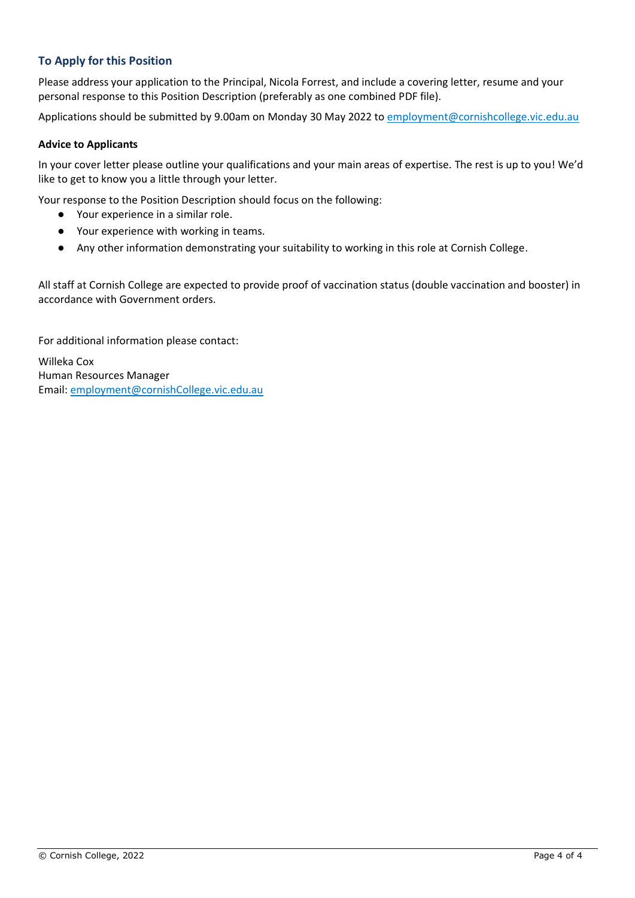## To Apply for this Position

Please address your application to the Principal, Nicola Forrest, and include a covering letter, resume and your personal response to this Position Description (preferably as one combined PDF file).

Applications should be submitted by 9.00am on Monday 30 May 2022 to employment@cornishcollege.vic.edu.au

**Advice to Applicants**

In your cover letter please outline your qualifications and your main areas of expertise. The rest is up to you! We'd like to get to know you a little through your letter.

Your response to the Position Description should focus on the following:

- Your experience in a similar role.
- Your experience with working in teams.
- Any other information demonstrating your suitability to working in this role at Cornish College.

All staff at Cornish College are expected to provide proof of vaccination status (double vaccination and booster) in accordance with Government orders.

For additional information please contact:

Willeka Cox
Human Resources Manager
Email: employment@cornishCollege.vic.edu.au